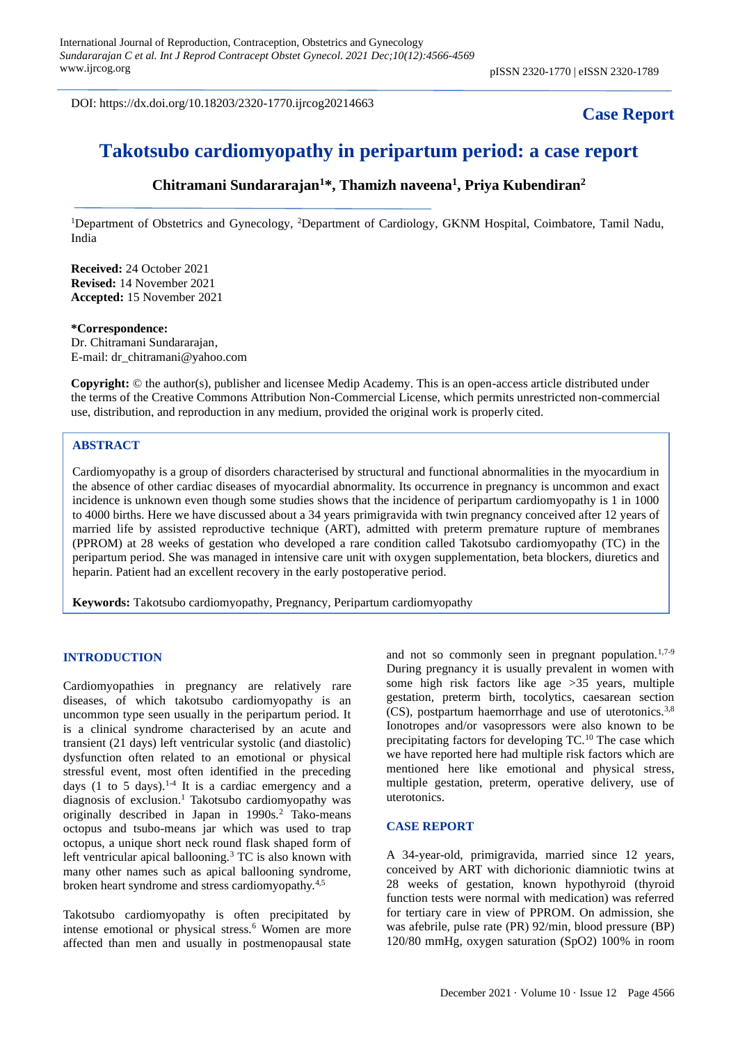DOI: https://dx.doi.org/10.18203/2320-1770.ijrcog20214663

**Case Report**

# Takotsubo cardiomyopathy in peripartum period: a case report

**Chitramani Sundararajan[1]*, Thamizh naveena[1], Priya Kubendiran[2]**

[1]Department of Obstetrics and Gynecology, [2]Department of Cardiology, GKNM Hospital, Coimbatore, Tamil Nadu, India

**Received:** 24 October 2021
**Revised:** 14 November 2021
**Accepted:** 15 November 2021

***Correspondence:**
Dr. Chitramani Sundararajan,
E-mail: dr_chitramani@yahoo.com

**Copyright:** © the author(s), publisher and licensee Medip Academy. This is an open-access article distributed under the terms of the Creative Commons Attribution Non-Commercial License, which permits unrestricted non-commercial use, distribution, and reproduction in any medium, provided the original work is properly cited.

## ABSTRACT

Cardiomyopathy is a group of disorders characterised by structural and functional abnormalities in the myocardium in the absence of other cardiac diseases of myocardial abnormality. Its occurrence in pregnancy is uncommon and exact incidence is unknown even though some studies shows that the incidence of peripartum cardiomyopathy is 1 in 1000 to 4000 births. Here we have discussed about a 34 years primigravida with twin pregnancy conceived after 12 years of married life by assisted reproductive technique (ART), admitted with preterm premature rupture of membranes (PPROM) at 28 weeks of gestation who developed a rare condition called Takotsubo cardiomyopathy (TC) in the peripartum period. She was managed in intensive care unit with oxygen supplementation, beta blockers, diuretics and heparin. Patient had an excellent recovery in the early postoperative period.

**Keywords:** Takotsubo cardiomyopathy, Pregnancy, Peripartum cardiomyopathy

## INTRODUCTION

Cardiomyopathies in pregnancy are relatively rare diseases, of which takotsubo cardiomyopathy is an uncommon type seen usually in the peripartum period. It is a clinical syndrome characterised by an acute and transient (21 days) left ventricular systolic (and diastolic) dysfunction often related to an emotional or physical stressful event, most often identified in the preceding days (1 to 5 days).[1-4] It is a cardiac emergency and a diagnosis of exclusion.[1] Takotsubo cardiomyopathy was originally described in Japan in 1990s.[2] Tako-means octopus and tsubo-means jar which was used to trap octopus, a unique short neck round flask shaped form of left ventricular apical ballooning.[3] TC is also known with many other names such as apical ballooning syndrome, broken heart syndrome and stress cardiomyopathy.[4,5]

Takotsubo cardiomyopathy is often precipitated by intense emotional or physical stress.[6] Women are more affected than men and usually in postmenopausal state and not so commonly seen in pregnant population.[1,7-9] During pregnancy it is usually prevalent in women with some high risk factors like age >35 years, multiple gestation, preterm birth, tocolytics, caesarean section (CS), postpartum haemorrhage and use of uterotonics.[3,8] Ionotropes and/or vasopressors were also known to be precipitating factors for developing TC.[10] The case which we have reported here had multiple risk factors which are mentioned here like emotional and physical stress, multiple gestation, preterm, operative delivery, use of uterotonics.

## CASE REPORT

A 34-year-old, primigravida, married since 12 years, conceived by ART with dichorionic diamniotic twins at 28 weeks of gestation, known hypothyroid (thyroid function tests were normal with medication) was referred for tertiary care in view of PPROM. On admission, she was afebrile, pulse rate (PR) 92/min, blood pressure (BP) 120/80 mmHg, oxygen saturation (SpO2) 100% in room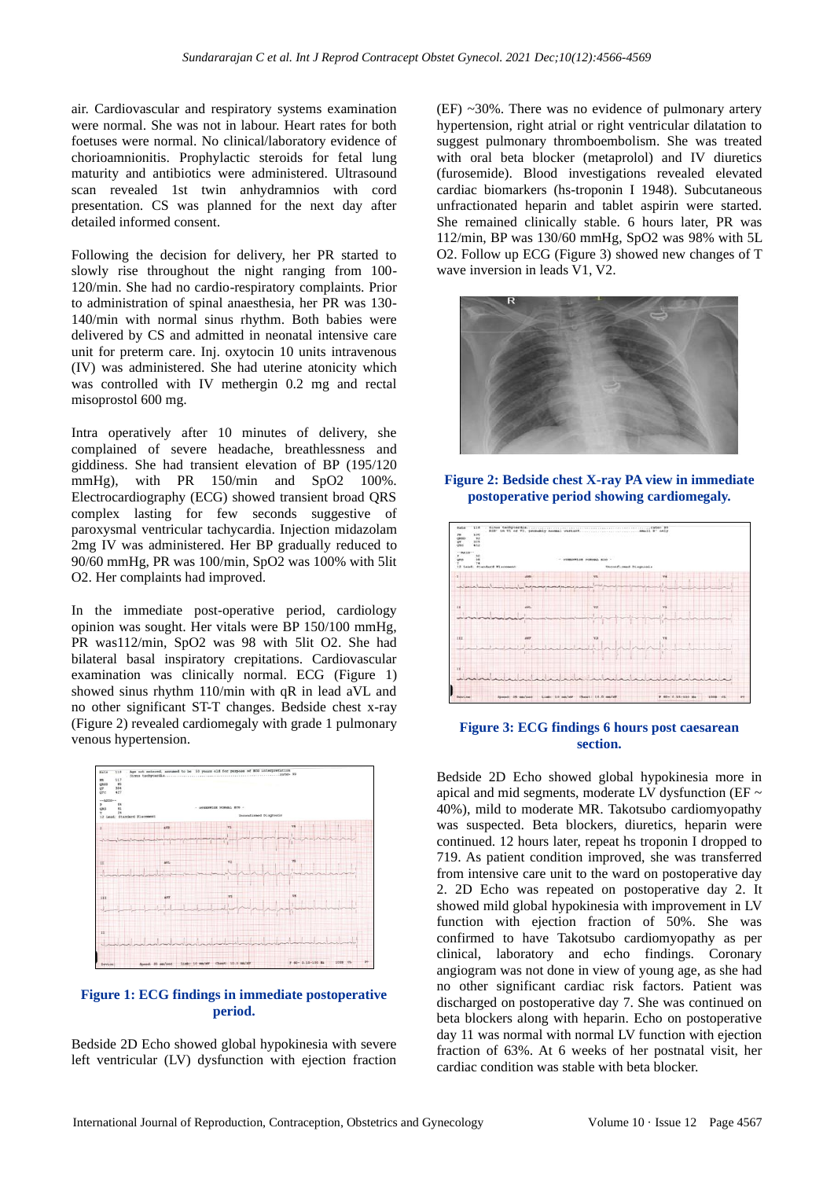air. Cardiovascular and respiratory systems examination were normal. She was not in labour. Heart rates for both foetuses were normal. No clinical/laboratory evidence of chorioamnionitis. Prophylactic steroids for fetal lung maturity and antibiotics were administered. Ultrasound scan revealed 1st twin anhydramnios with cord presentation. CS was planned for the next day after detailed informed consent.

Following the decision for delivery, her PR started to slowly rise throughout the night ranging from 100-120/min. She had no cardio-respiratory complaints. Prior to administration of spinal anaesthesia, her PR was 130-140/min with normal sinus rhythm. Both babies were delivered by CS and admitted in neonatal intensive care unit for preterm care. Inj. oxytocin 10 units intravenous (IV) was administered. She had uterine atonicity which was controlled with IV methergin 0.2 mg and rectal misoprostol 600 mg.

Intra operatively after 10 minutes of delivery, she complained of severe headache, breathlessness and giddiness. She had transient elevation of BP (195/120 mmHg), with PR 150/min and SpO2 100%. Electrocardiography (ECG) showed transient broad QRS complex lasting for few seconds suggestive of paroxysmal ventricular tachycardia. Injection midazolam 2mg IV was administered. Her BP gradually reduced to 90/60 mmHg, PR was 100/min, SpO2 was 100% with 5lit O2. Her complaints had improved.

In the immediate post-operative period, cardiology opinion was sought. Her vitals were BP 150/100 mmHg, PR was112/min, SpO2 was 98 with 5lit O2. She had bilateral basal inspiratory crepitations. Cardiovascular examination was clinically normal. ECG (Figure 1) showed sinus rhythm 110/min with qR in lead aVL and no other significant ST-T changes. Bedside chest x-ray (Figure 2) revealed cardiomegaly with grade 1 pulmonary venous hypertension.

**Figure 1: ECG findings in immediate postoperative period.**

Bedside 2D Echo showed global hypokinesia with severe left ventricular (LV) dysfunction with ejection fraction (EF) ~30%. There was no evidence of pulmonary artery hypertension, right atrial or right ventricular dilatation to suggest pulmonary thromboembolism. She was treated with oral beta blocker (metaprolol) and IV diuretics (furosemide). Blood investigations revealed elevated cardiac biomarkers (hs-troponin I 1948). Subcutaneous unfractionated heparin and tablet aspirin were started. She remained clinically stable. 6 hours later, PR was 112/min, BP was 130/60 mmHg, SpO2 was 98% with 5L O2. Follow up ECG (Figure 3) showed new changes of T wave inversion in leads V1, V2.

**Figure 2: Bedside chest X-ray PA view in immediate postoperative period showing cardiomegaly.**

**Figure 3: ECG findings 6 hours post caesarean section.**

Bedside 2D Echo showed global hypokinesia more in apical and mid segments, moderate LV dysfunction (EF ~ 40%), mild to moderate MR. Takotsubo cardiomyopathy was suspected. Beta blockers, diuretics, heparin were continued. 12 hours later, repeat hs troponin I dropped to 719. As patient condition improved, she was transferred from intensive care unit to the ward on postoperative day 2. 2D Echo was repeated on postoperative day 2. It showed mild global hypokinesia with improvement in LV function with ejection fraction of 50%. She was confirmed to have Takotsubo cardiomyopathy as per clinical, laboratory and echo findings. Coronary angiogram was not done in view of young age, as she had no other significant cardiac risk factors. Patient was discharged on postoperative day 7. She was continued on beta blockers along with heparin. Echo on postoperative day 11 was normal with normal LV function with ejection fraction of 63%. At 6 weeks of her postnatal visit, her cardiac condition was stable with beta blocker.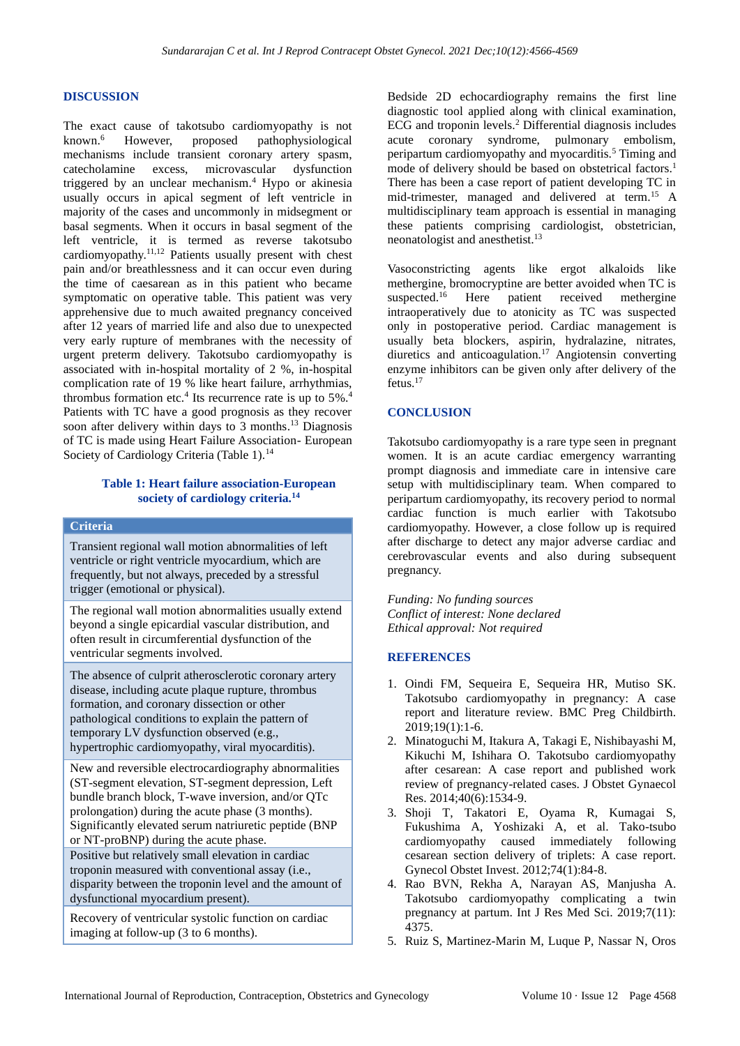## DISCUSSION

The exact cause of takotsubo cardiomyopathy is not known.[6] However, proposed pathophysiological mechanisms include transient coronary artery spasm, catecholamine excess, microvascular dysfunction triggered by an unclear mechanism.[4] Hypo or akinesia usually occurs in apical segment of left ventricle in majority of the cases and uncommonly in midsegment or basal segments. When it occurs in basal segment of the left ventricle, it is termed as reverse takotsubo cardiomyopathy.[11,12] Patients usually present with chest pain and/or breathlessness and it can occur even during the time of caesarean as in this patient who became symptomatic on operative table. This patient was very apprehensive due to much awaited pregnancy conceived after 12 years of married life and also due to unexpected very early rupture of membranes with the necessity of urgent preterm delivery. Takotsubo cardiomyopathy is associated with in-hospital mortality of 2 %, in-hospital complication rate of 19 % like heart failure, arrhythmias, thrombus formation etc.[4] Its recurrence rate is up to 5%.[4] Patients with TC have a good prognosis as they recover soon after delivery within days to 3 months.[13] Diagnosis of TC is made using Heart Failure Association- European Society of Cardiology Criteria (Table 1).[14]

**Table 1: Heart failure association-European society of cardiology criteria.[14]**

| Criteria |
| --- |
| Transient regional wall motion abnormalities of left ventricle or right ventricle myocardium, which are frequently, but not always, preceded by a stressful trigger (emotional or physical). |
| The regional wall motion abnormalities usually extend beyond a single epicardial vascular distribution, and often result in circumferential dysfunction of the ventricular segments involved. |
| The absence of culprit atherosclerotic coronary artery disease, including acute plaque rupture, thrombus formation, and coronary dissection or other pathological conditions to explain the pattern of temporary LV dysfunction observed (e.g., hypertrophic cardiomyopathy, viral myocarditis). |
| New and reversible electrocardiography abnormalities (ST-segment elevation, ST-segment depression, Left bundle branch block, T-wave inversion, and/or QTc prolongation) during the acute phase (3 months). Significantly elevated serum natriuretic peptide (BNP or NT-proBNP) during the acute phase. |
| Positive but relatively small elevation in cardiac troponin measured with conventional assay (i.e., disparity between the troponin level and the amount of dysfunctional myocardium present). |
| Recovery of ventricular systolic function on cardiac imaging at follow-up (3 to 6 months). |

Bedside 2D echocardiography remains the first line diagnostic tool applied along with clinical examination, ECG and troponin levels.[2] Differential diagnosis includes acute coronary syndrome, pulmonary embolism, peripartum cardiomyopathy and myocarditis.[5] Timing and mode of delivery should be based on obstetrical factors.[1] There has been a case report of patient developing TC in mid-trimester, managed and delivered at term.[15] A multidisciplinary team approach is essential in managing these patients comprising cardiologist, obstetrician, neonatologist and anesthetist.[13]

Vasoconstricting agents like ergot alkaloids like methergine, bromocryptine are better avoided when TC is suspected.[16] Here patient received methergine intraoperatively due to atonicity as TC was suspected only in postoperative period. Cardiac management is usually beta blockers, aspirin, hydralazine, nitrates, diuretics and anticoagulation.[17] Angiotensin converting enzyme inhibitors can be given only after delivery of the fetus.[17]

## CONCLUSION

Takotsubo cardiomyopathy is a rare type seen in pregnant women. It is an acute cardiac emergency warranting prompt diagnosis and immediate care in intensive care setup with multidisciplinary team. When compared to peripartum cardiomyopathy, its recovery period to normal cardiac function is much earlier with Takotsubo cardiomyopathy. However, a close follow up is required after discharge to detect any major adverse cardiac and cerebrovascular events and also during subsequent pregnancy.

*Funding: No funding sources*
*Conflict of interest: None declared*
*Ethical approval: Not required*

## REFERENCES

1. Oindi FM, Sequeira E, Sequeira HR, Mutiso SK. Takotsubo cardiomyopathy in pregnancy: A case report and literature review. BMC Preg Childbirth. 2019;19(1):1-6.
2. Minatoguchi M, Itakura A, Takagi E, Nishibayashi M, Kikuchi M, Ishihara O. Takotsubo cardiomyopathy after cesarean: A case report and published work review of pregnancy-related cases. J Obstet Gynaecol Res. 2014;40(6):1534-9.
3. Shoji T, Takatori E, Oyama R, Kumagai S, Fukushima A, Yoshizaki A, et al. Tako-tsubo cardiomyopathy caused immediately following cesarean section delivery of triplets: A case report. Gynecol Obstet Invest. 2012;74(1):84-8.
4. Rao BVN, Rekha A, Narayan AS, Manjusha A. Takotsubo cardiomyopathy complicating a twin pregnancy at partum. Int J Res Med Sci. 2019;7(11): 4375.
5. Ruiz S, Martinez-Marin M, Luque P, Nassar N, Oros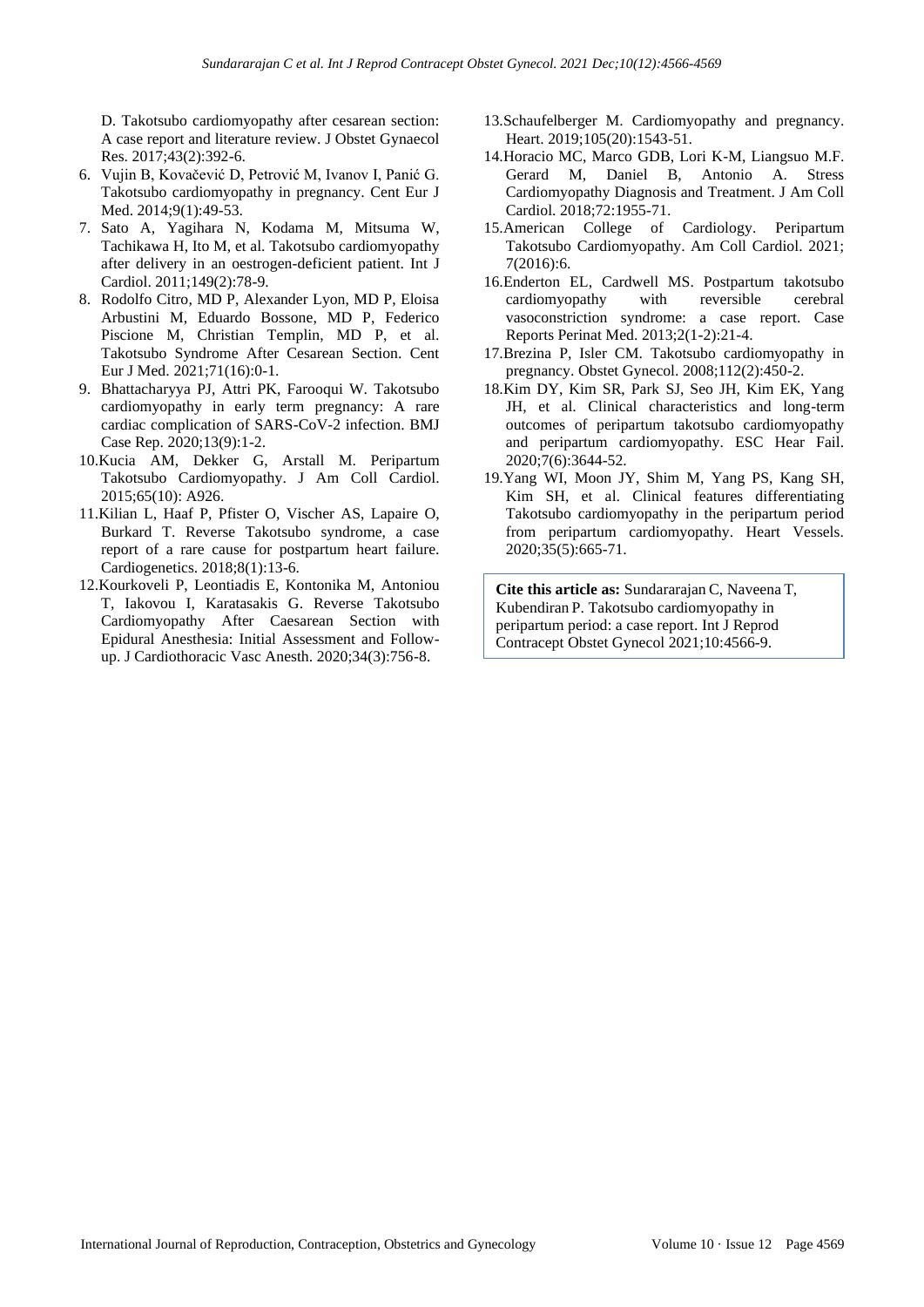D. Takotsubo cardiomyopathy after cesarean section: A case report and literature review. J Obstet Gynaecol Res. 2017;43(2):392-6.

6. Vujin B, Kovačević D, Petrović M, Ivanov I, Panić G. Takotsubo cardiomyopathy in pregnancy. Cent Eur J Med. 2014;9(1):49-53.
7. Sato A, Yagihara N, Kodama M, Mitsuma W, Tachikawa H, Ito M, et al. Takotsubo cardiomyopathy after delivery in an oestrogen-deficient patient. Int J Cardiol. 2011;149(2):78-9.
8. Rodolfo Citro, MD P, Alexander Lyon, MD P, Eloisa Arbustini M, Eduardo Bossone, MD P, Federico Piscione M, Christian Templin, MD P, et al. Takotsubo Syndrome After Cesarean Section. Cent Eur J Med. 2021;71(16):0-1.
9. Bhattacharyya PJ, Attri PK, Farooqui W. Takotsubo cardiomyopathy in early term pregnancy: A rare cardiac complication of SARS-CoV-2 infection. BMJ Case Rep. 2020;13(9):1-2.
10. Kucia AM, Dekker G, Arstall M. Peripartum Takotsubo Cardiomyopathy. J Am Coll Cardiol. 2015;65(10): A926.
11. Kilian L, Haaf P, Pfister O, Vischer AS, Lapaire O, Burkard T. Reverse Takotsubo syndrome, a case report of a rare cause for postpartum heart failure. Cardiogenetics. 2018;8(1):13-6.
12. Kourkoveli P, Leontiadis E, Kontonika M, Antoniou T, Iakovou I, Karatasakis G. Reverse Takotsubo Cardiomyopathy After Caesarean Section with Epidural Anesthesia: Initial Assessment and Follow-up. J Cardiothoracic Vasc Anesth. 2020;34(3):756-8.
13. Schaufelberger M. Cardiomyopathy and pregnancy. Heart. 2019;105(20):1543-51.
14. Horacio MC, Marco GDB, Lori K-M, Liangsuo M.F. Gerard M, Daniel B, Antonio A. Stress Cardiomyopathy Diagnosis and Treatment. J Am Coll Cardiol. 2018;72:1955-71.
15. American College of Cardiology. Peripartum Takotsubo Cardiomyopathy. Am Coll Cardiol. 2021; 7(2016):6.
16. Enderton EL, Cardwell MS. Postpartum takotsubo cardiomyopathy with reversible cerebral vasoconstriction syndrome: a case report. Case Reports Perinat Med. 2013;2(1-2):21-4.
17. Brezina P, Isler CM. Takotsubo cardiomyopathy in pregnancy. Obstet Gynecol. 2008;112(2):450-2.
18. Kim DY, Kim SR, Park SJ, Seo JH, Kim EK, Yang JH, et al. Clinical characteristics and long-term outcomes of peripartum takotsubo cardiomyopathy and peripartum cardiomyopathy. ESC Hear Fail. 2020;7(6):3644-52.
19. Yang WI, Moon JY, Shim M, Yang PS, Kang SH, Kim SH, et al. Clinical features differentiating Takotsubo cardiomyopathy in the peripartum period from peripartum cardiomyopathy. Heart Vessels. 2020;35(5):665-71.

**Cite this article as:** Sundararajan C, Naveena T, Kubendiran P. Takotsubo cardiomyopathy in peripartum period: a case report. Int J Reprod Contracept Obstet Gynecol 2021;10:4566-9.